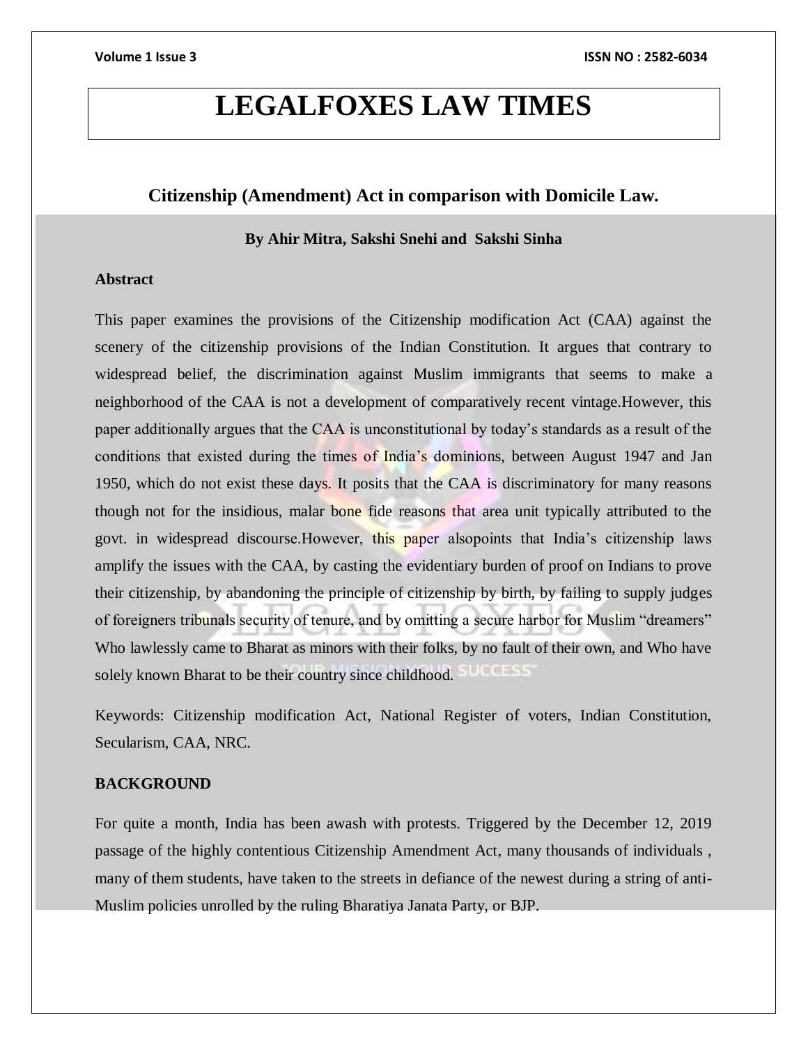# LEGALFOXES LAW TIMES

## Citizenship (Amendment) Act in comparison with Domicile Law.

**By Ahir Mitra, Sakshi Snehi and Sakshi Sinha**

**Abstract**

This paper examines the provisions of the Citizenship modification Act (CAA) against the scenery of the citizenship provisions of the Indian Constitution. It argues that contrary to widespread belief, the discrimination against Muslim immigrants that seems to make a neighborhood of the CAA is not a development of comparatively recent vintage.However, this paper additionally argues that the CAA is unconstitutional by today's standards as a result of the conditions that existed during the times of India's dominions, between August 1947 and Jan 1950, which do not exist these days. It posits that the CAA is discriminatory for many reasons though not for the insidious, malar bone fide reasons that area unit typically attributed to the govt. in widespread discourse.However, this paper alsopoints that India's citizenship laws amplify the issues with the CAA, by casting the evidentiary burden of proof on Indians to prove their citizenship, by abandoning the principle of citizenship by birth, by failing to supply judges of foreigners tribunals security of tenure, and by omitting a secure harbor for Muslim "dreamers" Who lawlessly came to Bharat as minors with their folks, by no fault of their own, and Who have solely known Bharat to be their country since childhood.

Keywords: Citizenship modification Act, National Register of voters, Indian Constitution, Secularism, CAA, NRC.

**BACKGROUND**

For quite a month, India has been awash with protests. Triggered by the December 12, 2019 passage of the highly contentious Citizenship Amendment Act, many thousands of individuals , many of them students, have taken to the streets in defiance of the newest during a string of anti-Muslim policies unrolled by the ruling Bharatiya Janata Party, or BJP.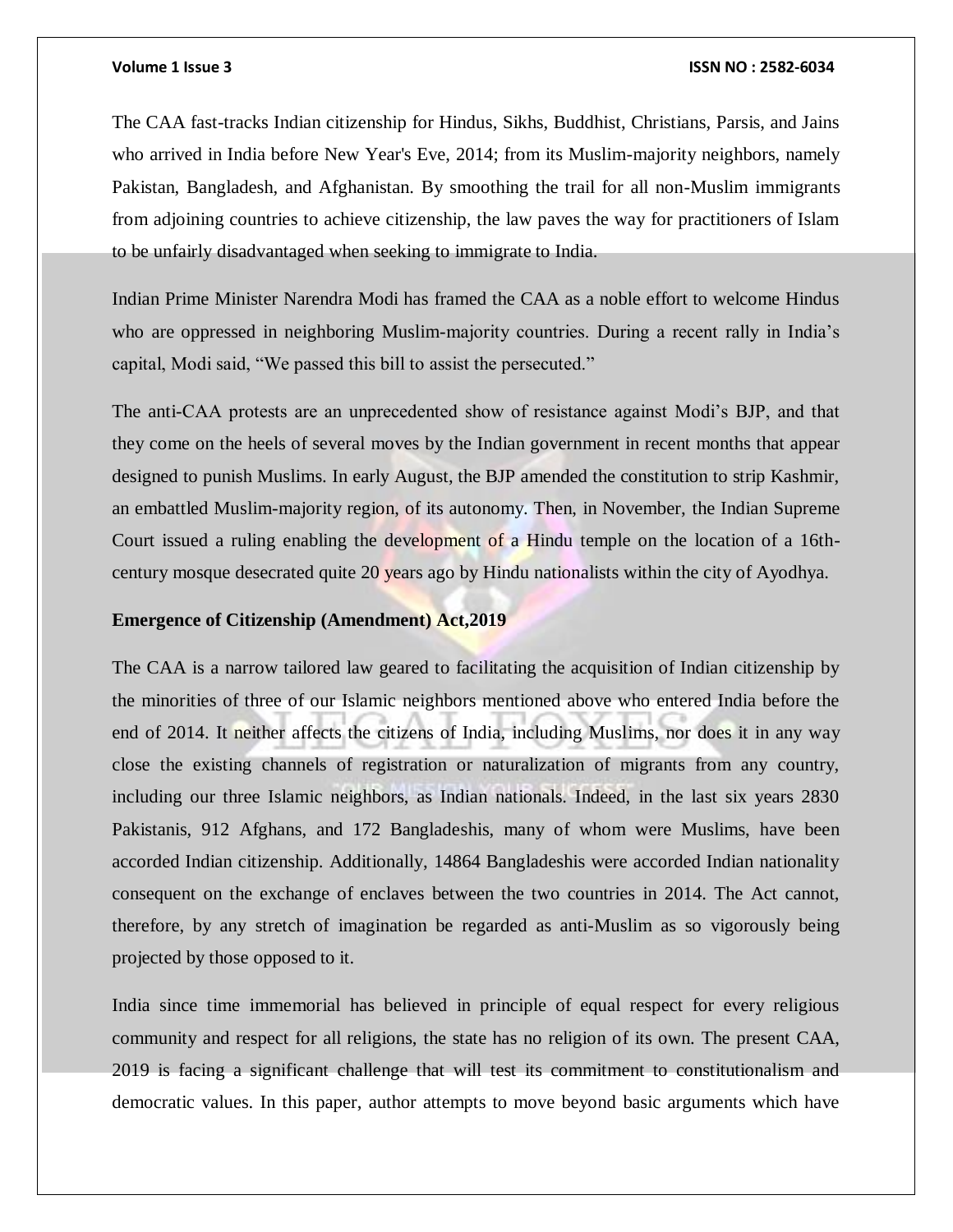The CAA fast-tracks Indian citizenship for Hindus, Sikhs, Buddhist, Christians, Parsis, and Jains who arrived in India before New Year's Eve, 2014; from its Muslim-majority neighbors, namely Pakistan, Bangladesh, and Afghanistan. By smoothing the trail for all non-Muslim immigrants from adjoining countries to achieve citizenship, the law paves the way for practitioners of Islam to be unfairly disadvantaged when seeking to immigrate to India.

Indian Prime Minister Narendra Modi has framed the CAA as a noble effort to welcome Hindus who are oppressed in neighboring Muslim-majority countries. During a recent rally in India's capital, Modi said, "We passed this bill to assist the persecuted."

The anti-CAA protests are an unprecedented show of resistance against Modi's BJP, and that they come on the heels of several moves by the Indian government in recent months that appear designed to punish Muslims. In early August, the BJP amended the constitution to strip Kashmir, an embattled Muslim-majority region, of its autonomy. Then, in November, the Indian Supreme Court issued a ruling enabling the development of a Hindu temple on the location of a 16th-century mosque desecrated quite 20 years ago by Hindu nationalists within the city of Ayodhya.

**Emergence of Citizenship (Amendment) Act,2019**

The CAA is a narrow tailored law geared to facilitating the acquisition of Indian citizenship by the minorities of three of our Islamic neighbors mentioned above who entered India before the end of 2014. It neither affects the citizens of India, including Muslims, nor does it in any way close the existing channels of registration or naturalization of migrants from any country, including our three Islamic neighbors, as Indian nationals. Indeed, in the last six years 2830 Pakistanis, 912 Afghans, and 172 Bangladeshis, many of whom were Muslims, have been accorded Indian citizenship. Additionally, 14864 Bangladeshis were accorded Indian nationality consequent on the exchange of enclaves between the two countries in 2014. The Act cannot, therefore, by any stretch of imagination be regarded as anti-Muslim as so vigorously being projected by those opposed to it.

India since time immemorial has believed in principle of equal respect for every religious community and respect for all religions, the state has no religion of its own. The present CAA, 2019 is facing a significant challenge that will test its commitment to constitutionalism and democratic values. In this paper, author attempts to move beyond basic arguments which have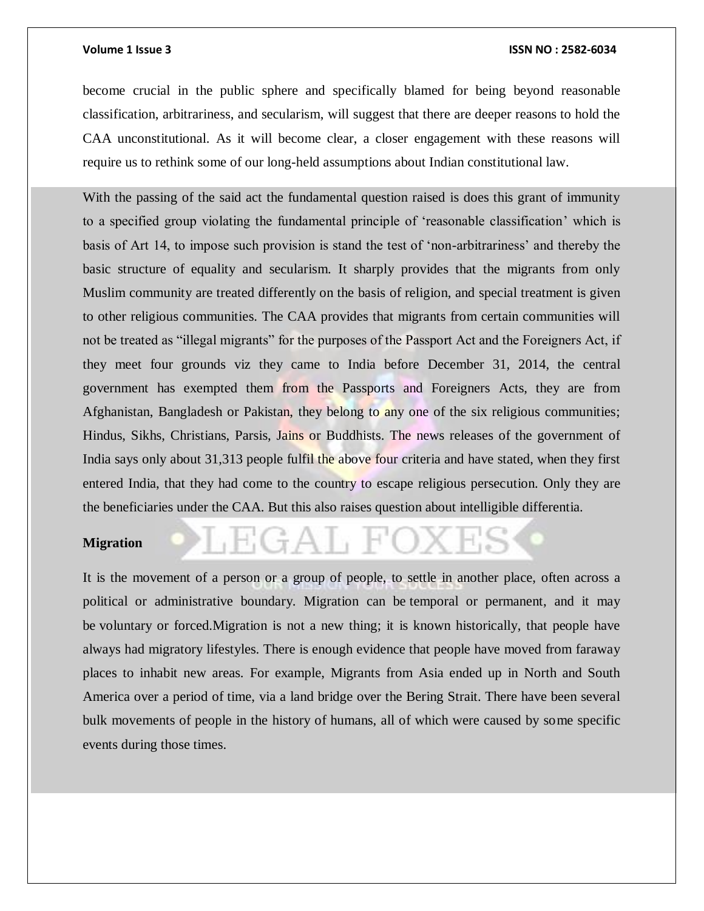become crucial in the public sphere and specifically blamed for being beyond reasonable classification, arbitrariness, and secularism, will suggest that there are deeper reasons to hold the CAA unconstitutional. As it will become clear, a closer engagement with these reasons will require us to rethink some of our long-held assumptions about Indian constitutional law.

With the passing of the said act the fundamental question raised is does this grant of immunity to a specified group violating the fundamental principle of 'reasonable classification' which is basis of Art 14, to impose such provision is stand the test of 'non-arbitrariness' and thereby the basic structure of equality and secularism. It sharply provides that the migrants from only Muslim community are treated differently on the basis of religion, and special treatment is given to other religious communities. The CAA provides that migrants from certain communities will not be treated as "illegal migrants" for the purposes of the Passport Act and the Foreigners Act, if they meet four grounds viz they came to India before December 31, 2014, the central government has exempted them from the Passports and Foreigners Acts, they are from Afghanistan, Bangladesh or Pakistan, they belong to any one of the six religious communities; Hindus, Sikhs, Christians, Parsis, Jains or Buddhists. The news releases of the government of India says only about 31,313 people fulfil the above four criteria and have stated, when they first entered India, that they had come to the country to escape religious persecution. Only they are the beneficiaries under the CAA. But this also raises question about intelligible differentia.

**Migration**

It is the movement of a person or a group of people, to settle in another place, often across a political or administrative boundary. Migration can be temporal or permanent, and it may be voluntary or forced.Migration is not a new thing; it is known historically, that people have always had migratory lifestyles. There is enough evidence that people have moved from faraway places to inhabit new areas. For example, Migrants from Asia ended up in North and South America over a period of time, via a land bridge over the Bering Strait. There have been several bulk movements of people in the history of humans, all of which were caused by some specific events during those times.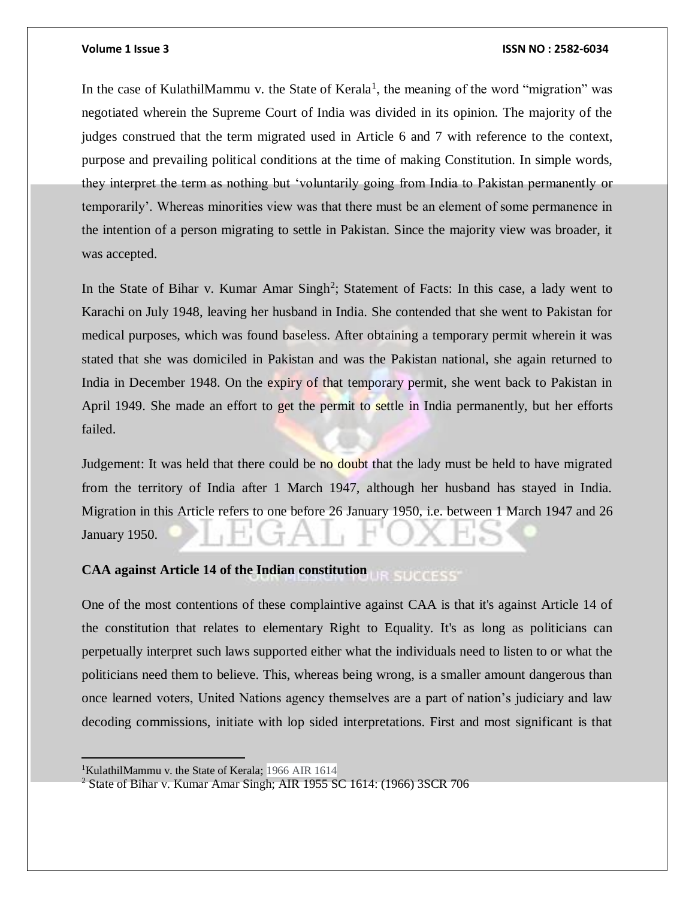In the case of KulathilMammu v. the State of Kerala[1], the meaning of the word "migration" was negotiated wherein the Supreme Court of India was divided in its opinion. The majority of the judges construed that the term migrated used in Article 6 and 7 with reference to the context, purpose and prevailing political conditions at the time of making Constitution. In simple words, they interpret the term as nothing but 'voluntarily going from India to Pakistan permanently or temporarily'. Whereas minorities view was that there must be an element of some permanence in the intention of a person migrating to settle in Pakistan. Since the majority view was broader, it was accepted.

In the State of Bihar v. Kumar Amar Singh[2]; Statement of Facts: In this case, a lady went to Karachi on July 1948, leaving her husband in India. She contended that she went to Pakistan for medical purposes, which was found baseless. After obtaining a temporary permit wherein it was stated that she was domiciled in Pakistan and was the Pakistan national, she again returned to India in December 1948. On the expiry of that temporary permit, she went back to Pakistan in April 1949. She made an effort to get the permit to settle in India permanently, but her efforts failed.

Judgement: It was held that there could be no doubt that the lady must be held to have migrated from the territory of India after 1 March 1947, although her husband has stayed in India. Migration in this Article refers to one before 26 January 1950, i.e. between 1 March 1947 and 26 January 1950.

**CAA against Article 14 of the Indian constitution**

One of the most contentions of these complaintive against CAA is that it's against Article 14 of the constitution that relates to elementary Right to Equality. It's as long as politicians can perpetually interpret such laws supported either what the individuals need to listen to or what the politicians need them to believe. This, whereas being wrong, is a smaller amount dangerous than once learned voters, United Nations agency themselves are a part of nation's judiciary and law decoding commissions, initiate with lop sided interpretations. First and most significant is that

---

[1] KulathilMammu v. the State of Kerala; 1966 AIR 1614

[2] State of Bihar v. Kumar Amar Singh; AIR 1955 SC 1614: (1966) 3SCR 706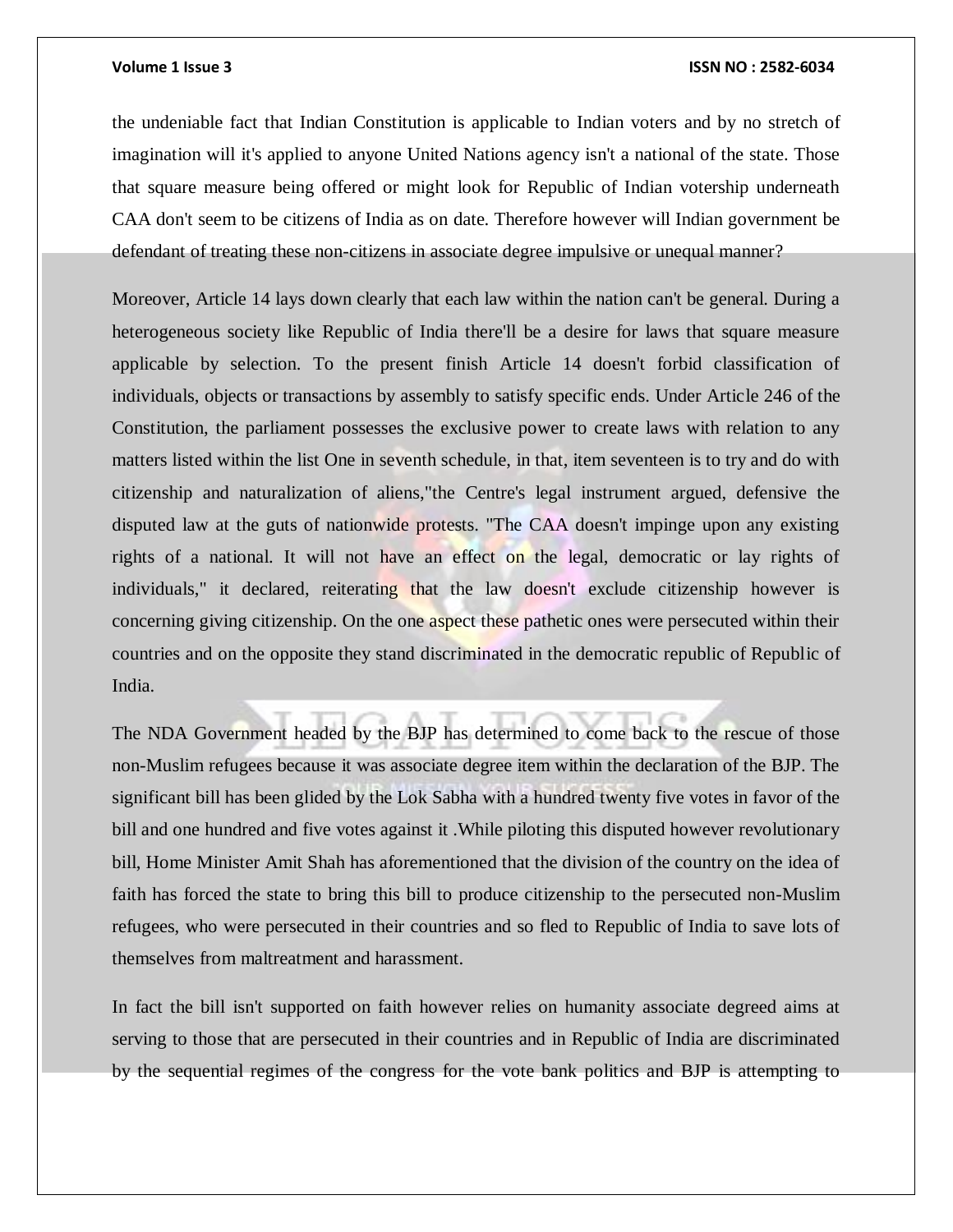the undeniable fact that Indian Constitution is applicable to Indian voters and by no stretch of imagination will it's applied to anyone United Nations agency isn't a national of the state. Those that square measure being offered or might look for Republic of Indian votership underneath CAA don't seem to be citizens of India as on date. Therefore however will Indian government be defendant of treating these non-citizens in associate degree impulsive or unequal manner?

Moreover, Article 14 lays down clearly that each law within the nation can't be general. During a heterogeneous society like Republic of India there'll be a desire for laws that square measure applicable by selection. To the present finish Article 14 doesn't forbid classification of individuals, objects or transactions by assembly to satisfy specific ends. Under Article 246 of the Constitution, the parliament possesses the exclusive power to create laws with relation to any matters listed within the list One in seventh schedule, in that, item seventeen is to try and do with citizenship and naturalization of aliens,"the Centre's legal instrument argued, defensive the disputed law at the guts of nationwide protests. "The CAA doesn't impinge upon any existing rights of a national. It will not have an effect on the legal, democratic or lay rights of individuals," it declared, reiterating that the law doesn't exclude citizenship however is concerning giving citizenship. On the one aspect these pathetic ones were persecuted within their countries and on the opposite they stand discriminated in the democratic republic of Republic of India.

The NDA Government headed by the BJP has determined to come back to the rescue of those non-Muslim refugees because it was associate degree item within the declaration of the BJP. The significant bill has been glided by the Lok Sabha with a hundred twenty five votes in favor of the bill and one hundred and five votes against it .While piloting this disputed however revolutionary bill, Home Minister Amit Shah has aforementioned that the division of the country on the idea of faith has forced the state to bring this bill to produce citizenship to the persecuted non-Muslim refugees, who were persecuted in their countries and so fled to Republic of India to save lots of themselves from maltreatment and harassment.

In fact the bill isn't supported on faith however relies on humanity associate degreed aims at serving to those that are persecuted in their countries and in Republic of India are discriminated by the sequential regimes of the congress for the vote bank politics and BJP is attempting to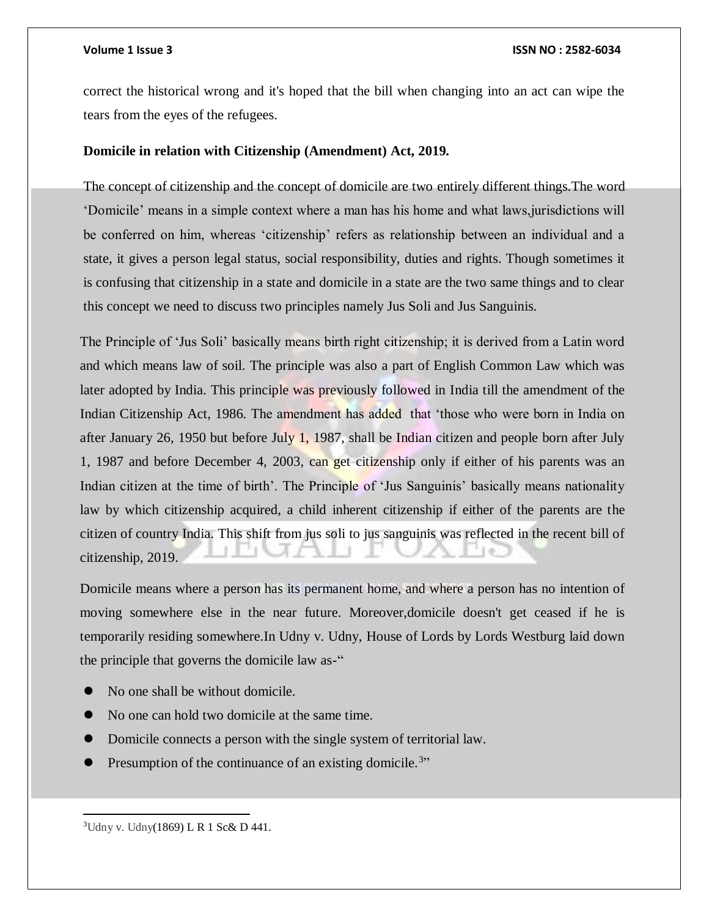correct the historical wrong and it's hoped that the bill when changing into an act can wipe the tears from the eyes of the refugees.

**Domicile in relation with Citizenship (Amendment) Act, 2019.**

The concept of citizenship and the concept of domicile are two entirely different things.The word 'Domicile' means in a simple context where a man has his home and what laws,jurisdictions will be conferred on him, whereas 'citizenship' refers as relationship between an individual and a state, it gives a person legal status, social responsibility, duties and rights. Though sometimes it is confusing that citizenship in a state and domicile in a state are the two same things and to clear this concept we need to discuss two principles namely Jus Soli and Jus Sanguinis.

The Principle of 'Jus Soli' basically means birth right citizenship; it is derived from a Latin word and which means law of soil. The principle was also a part of English Common Law which was later adopted by India. This principle was previously followed in India till the amendment of the Indian Citizenship Act, 1986. The amendment has added that 'those who were born in India on after January 26, 1950 but before July 1, 1987, shall be Indian citizen and people born after July 1, 1987 and before December 4, 2003, can get citizenship only if either of his parents was an Indian citizen at the time of birth'. The Principle of 'Jus Sanguinis' basically means nationality law by which citizenship acquired, a child inherent citizenship if either of the parents are the citizen of country India. This shift from jus soli to jus sanguinis was reflected in the recent bill of citizenship, 2019.

Domicile means where a person has its permanent home, and where a person has no intention of moving somewhere else in the near future. Moreover,domicile doesn't get ceased if he is temporarily residing somewhere.In Udny v. Udny, House of Lords by Lords Westburg laid down the principle that governs the domicile law as-"

- No one shall be without domicile.
- No one can hold two domicile at the same time.
- Domicile connects a person with the single system of territorial law.
- Presumption of the continuance of an existing domicile.[3]"

---

[3] Udny v. Udny(1869) L R 1 Sc& D 441.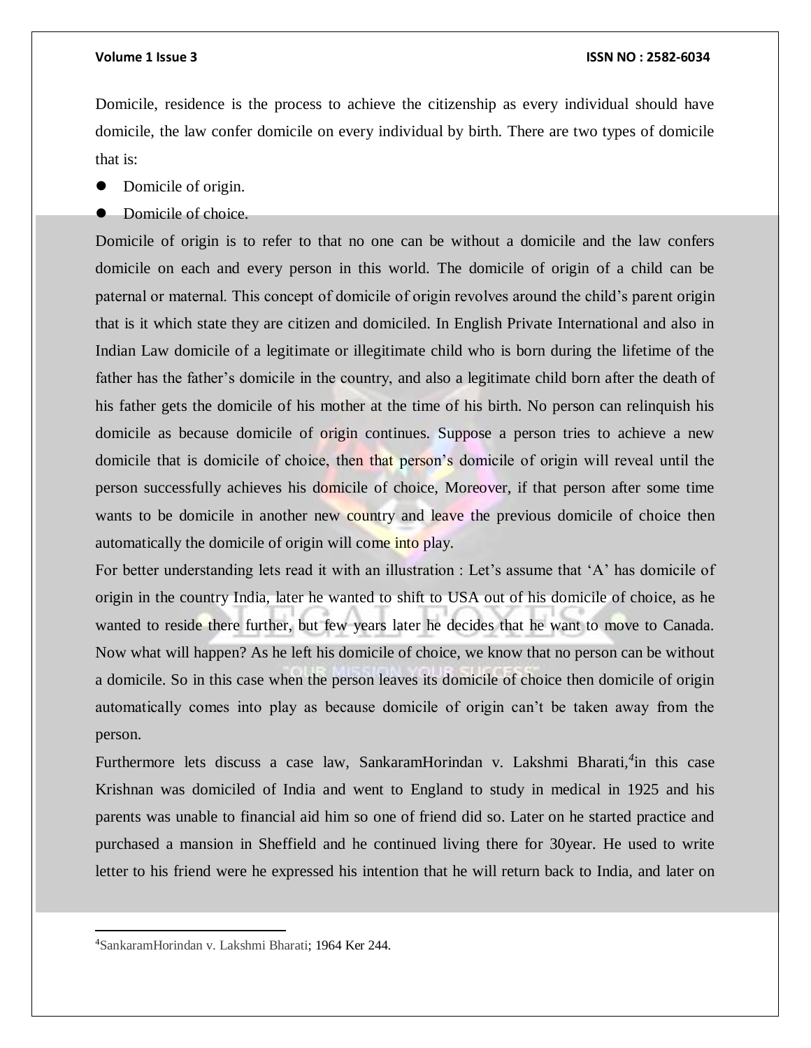Domicile, residence is the process to achieve the citizenship as every individual should have domicile, the law confer domicile on every individual by birth. There are two types of domicile that is:

- Domicile of origin.
- Domicile of choice.

Domicile of origin is to refer to that no one can be without a domicile and the law confers domicile on each and every person in this world. The domicile of origin of a child can be paternal or maternal. This concept of domicile of origin revolves around the child's parent origin that is it which state they are citizen and domiciled. In English Private International and also in Indian Law domicile of a legitimate or illegitimate child who is born during the lifetime of the father has the father's domicile in the country, and also a legitimate child born after the death of his father gets the domicile of his mother at the time of his birth. No person can relinquish his domicile as because domicile of origin continues. Suppose a person tries to achieve a new domicile that is domicile of choice, then that person's domicile of origin will reveal until the person successfully achieves his domicile of choice, Moreover, if that person after some time wants to be domicile in another new country and leave the previous domicile of choice then automatically the domicile of origin will come into play.

For better understanding lets read it with an illustration : Let's assume that 'A' has domicile of origin in the country India, later he wanted to shift to USA out of his domicile of choice, as he wanted to reside there further, but few years later he decides that he want to move to Canada. Now what will happen? As he left his domicile of choice, we know that no person can be without a domicile. So in this case when the person leaves its domicile of choice then domicile of origin automatically comes into play as because domicile of origin can't be taken away from the person.

Furthermore lets discuss a case law, SankaramHorindan v. Lakshmi Bharati,[4] in this case Krishnan was domiciled of India and went to England to study in medical in 1925 and his parents was unable to financial aid him so one of friend did so. Later on he started practice and purchased a mansion in Sheffield and he continued living there for 30year. He used to write letter to his friend were he expressed his intention that he will return back to India, and later on

---

[4] SankaramHorindan v. Lakshmi Bharati; 1964 Ker 244.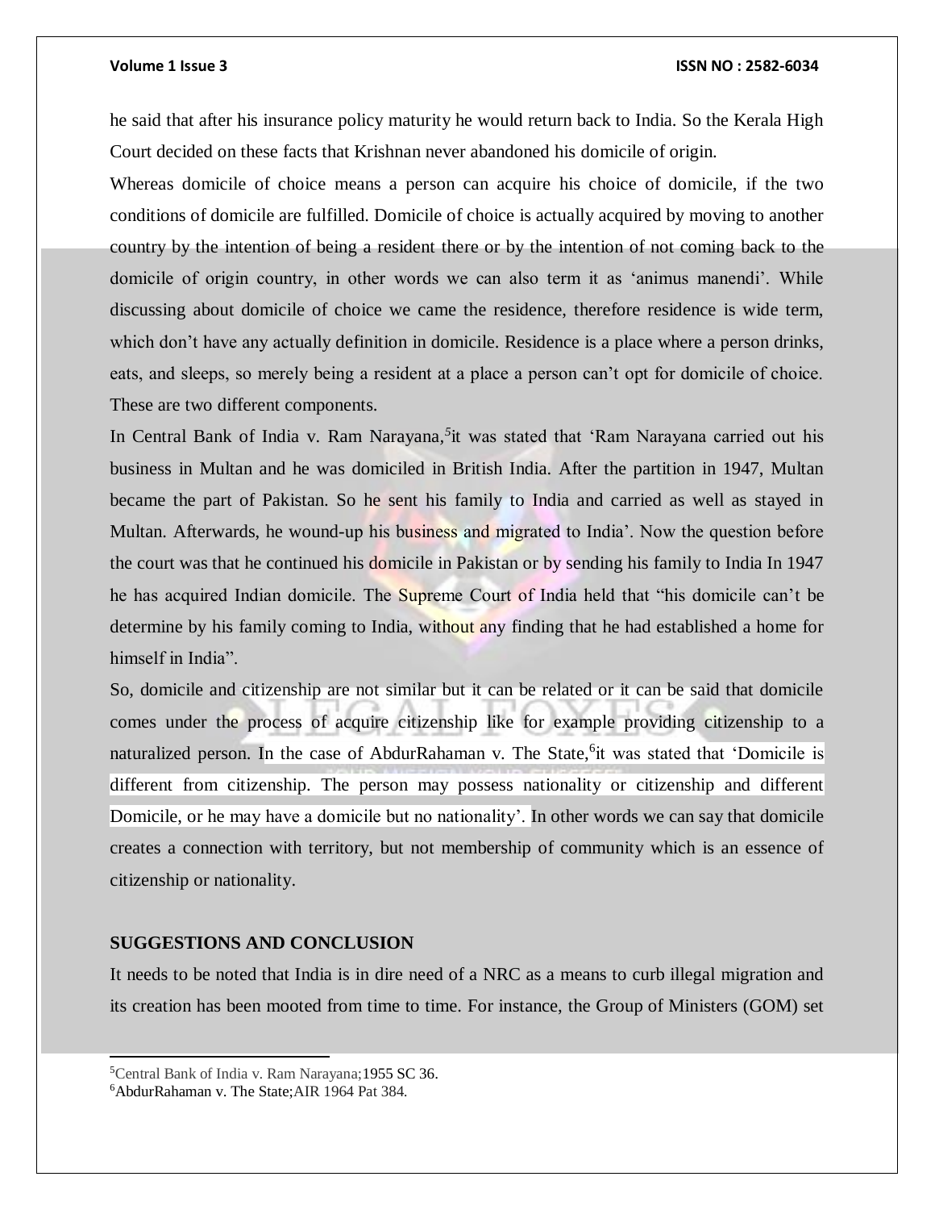he said that after his insurance policy maturity he would return back to India. So the Kerala High Court decided on these facts that Krishnan never abandoned his domicile of origin.

Whereas domicile of choice means a person can acquire his choice of domicile, if the two conditions of domicile are fulfilled. Domicile of choice is actually acquired by moving to another country by the intention of being a resident there or by the intention of not coming back to the domicile of origin country, in other words we can also term it as 'animus manendi'. While discussing about domicile of choice we came the residence, therefore residence is wide term, which don't have any actually definition in domicile. Residence is a place where a person drinks, eats, and sleeps, so merely being a resident at a place a person can't opt for domicile of choice. These are two different components.

In Central Bank of India v. Ram Narayana,[5] it was stated that 'Ram Narayana carried out his business in Multan and he was domiciled in British India. After the partition in 1947, Multan became the part of Pakistan. So he sent his family to India and carried as well as stayed in Multan. Afterwards, he wound-up his business and migrated to India'. Now the question before the court was that he continued his domicile in Pakistan or by sending his family to India In 1947 he has acquired Indian domicile. The Supreme Court of India held that "his domicile can't be determine by his family coming to India, without any finding that he had established a home for himself in India".

So, domicile and citizenship are not similar but it can be related or it can be said that domicile comes under the process of acquire citizenship like for example providing citizenship to a naturalized person. In the case of AbdurRahaman v. The State,[6] it was stated that 'Domicile is different from citizenship. The person may possess nationality or citizenship and different Domicile, or he may have a domicile but no nationality'. In other words we can say that domicile creates a connection with territory, but not membership of community which is an essence of citizenship or nationality.

## SUGGESTIONS AND CONCLUSION

It needs to be noted that India is in dire need of a NRC as a means to curb illegal migration and its creation has been mooted from time to time. For instance, the Group of Ministers (GOM) set

---

[5] Central Bank of India v. Ram Narayana;1955 SC 36.

[6] AbdurRahaman v. The State;AIR 1964 Pat 384.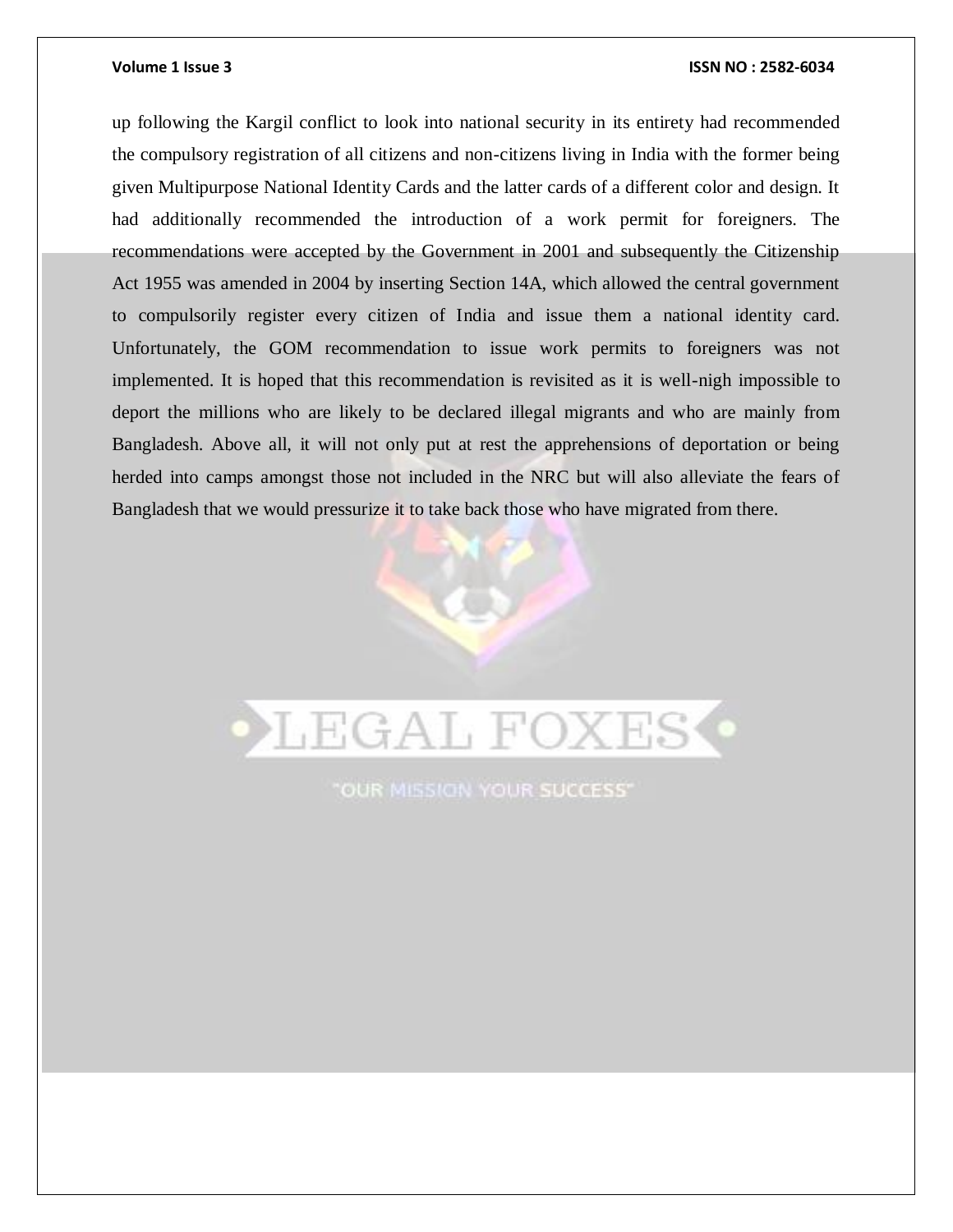up following the Kargil conflict to look into national security in its entirety had recommended the compulsory registration of all citizens and non-citizens living in India with the former being given Multipurpose National Identity Cards and the latter cards of a different color and design. It had additionally recommended the introduction of a work permit for foreigners. The recommendations were accepted by the Government in 2001 and subsequently the Citizenship Act 1955 was amended in 2004 by inserting Section 14A, which allowed the central government to compulsorily register every citizen of India and issue them a national identity card. Unfortunately, the GOM recommendation to issue work permits to foreigners was not implemented. It is hoped that this recommendation is revisited as it is well-nigh impossible to deport the millions who are likely to be declared illegal migrants and who are mainly from Bangladesh. Above all, it will not only put at rest the apprehensions of deportation or being herded into camps amongst those not included in the NRC but will also alleviate the fears of Bangladesh that we would pressurize it to take back those who have migrated from there.